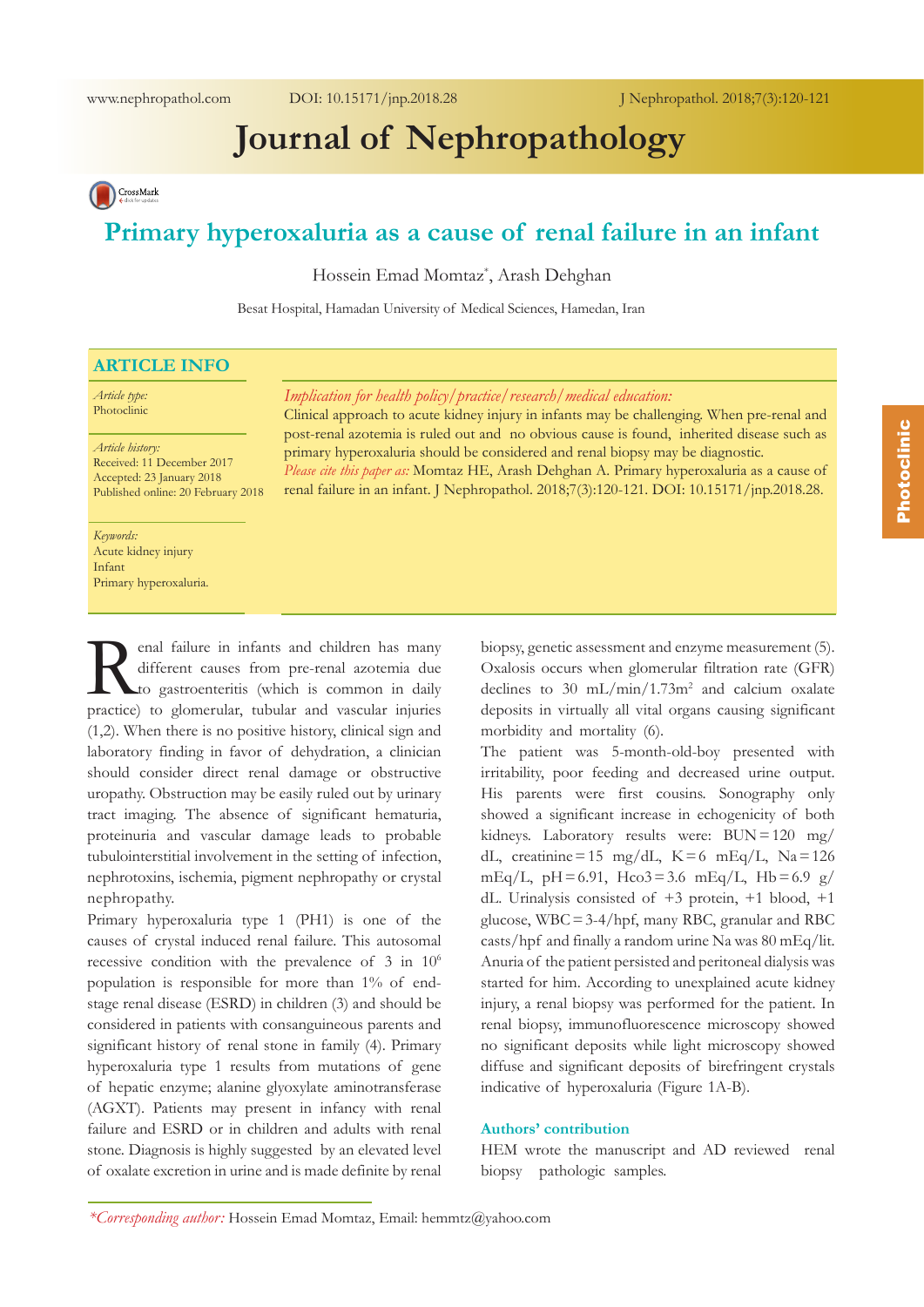# Journal of Nephropathology

## Primary hyperoxaluria as a cause of renal failure in an infant

Hossein Emad Momtaz*, Arash Dehghan

Besat Hospital, Hamadan University of Medical Sciences, Hamedan, Iran

### ARTICLE INFO

*Article type:*
Photoclinic

*Article history:*
Received: 11 December 2017
Accepted: 23 January 2018
Published online: 20 February 2018

*Keywords:*
Acute kidney injury
Infant
Primary hyperoxaluria.

*Implication for health policy/practice/research/medical education:*
Clinical approach to acute kidney injury in infants may be challenging. When pre-renal and post-renal azotemia is ruled out and no obvious cause is found, inherited disease such as primary hyperoxaluria should be considered and renal biopsy may be diagnostic.

*Please cite this paper as:* Momtaz HE, Arash Dehghan A. Primary hyperoxaluria as a cause of renal failure in an infant. J Nephropathol. 2018;7(3):120-121. DOI: 10.15171/jnp.2018.28.

Renal failure in infants and children has many different causes from pre-renal azotemia due to gastroenteritis (which is common in daily practice) to glomerular, tubular and vascular injuries (1,2). When there is no positive history, clinical sign and laboratory finding in favor of dehydration, a clinician should consider direct renal damage or obstructive uropathy. Obstruction may be easily ruled out by urinary tract imaging. The absence of significant hematuria, proteinuria and vascular damage leads to probable tubulointerstitial involvement in the setting of infection, nephrotoxins, ischemia, pigment nephropathy or crystal nephropathy.

Primary hyperoxaluria type 1 (PH1) is one of the causes of crystal induced renal failure. This autosomal recessive condition with the prevalence of 3 in $10^6$ population is responsible for more than 1% of end-stage renal disease (ESRD) in children (3) and should be considered in patients with consanguineous parents and significant history of renal stone in family (4). Primary hyperoxaluria type 1 results from mutations of gene of hepatic enzyme; alanine glyoxylate aminotransferase (AGXT). Patients may present in infancy with renal failure and ESRD or in children and adults with renal stone. Diagnosis is highly suggested by an elevated level of oxalate excretion in urine and is made definite by renal biopsy, genetic assessment and enzyme measurement (5). Oxalosis occurs when glomerular filtration rate (GFR) declines to 30 mL/min/1.73m$^2$ and calcium oxalate deposits in virtually all vital organs causing significant morbidity and mortality (6).

The patient was 5-month-old-boy presented with irritability, poor feeding and decreased urine output. His parents were first cousins. Sonography only showed a significant increase in echogenicity of both kidneys. Laboratory results were: BUN = 120 mg/dL, creatinine = 15 mg/dL, K = 6 mEq/L, Na = 126 mEq/L, pH = 6.91, Hco3 = 3.6 mEq/L, Hb = 6.9 g/dL. Urinalysis consisted of +3 protein, +1 blood, +1 glucose, WBC = 3-4/hpf, many RBC, granular and RBC casts/hpf and finally a random urine Na was 80 mEq/lit. Anuria of the patient persisted and peritoneal dialysis was started for him. According to unexplained acute kidney injury, a renal biopsy was performed for the patient. In renal biopsy, immunofluorescence microscopy showed no significant deposits while light microscopy showed diffuse and significant deposits of birefringent crystals indicative of hyperoxaluria (Figure 1A-B).

### Authors' contribution

HEM wrote the manuscript and AD reviewed renal biopsy pathologic samples.

*\*Corresponding author:* Hossein Emad Momtaz, Email: hemmtz@yahoo.com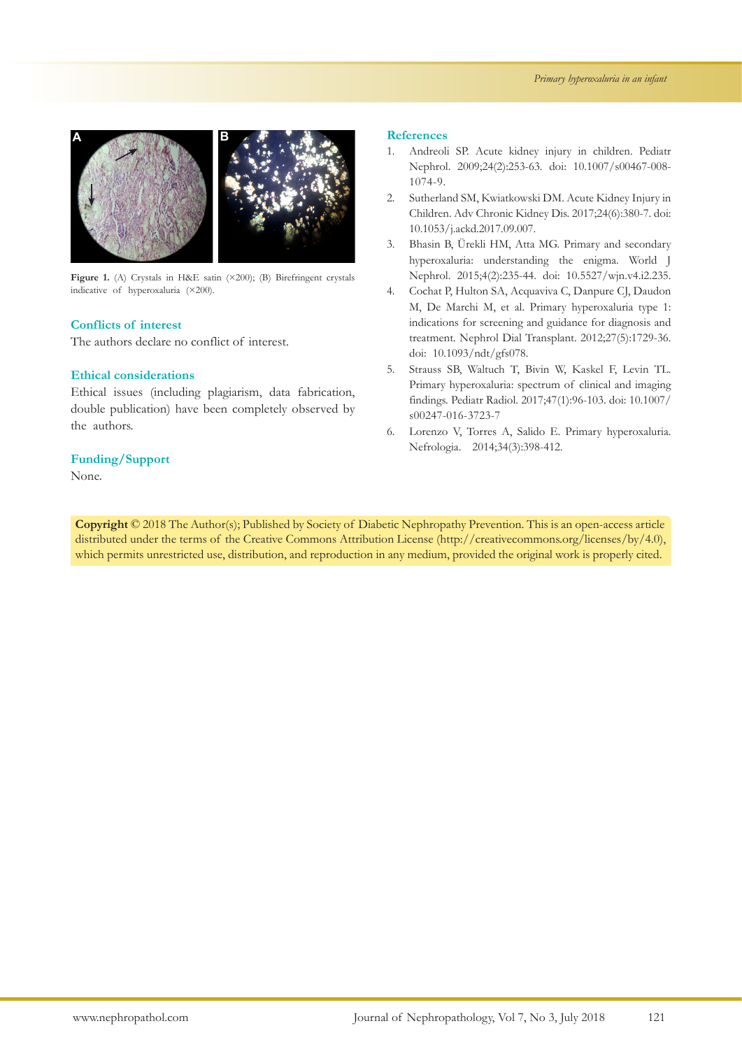**Figure 1.** (A) Crystals in H&E satin (×200); (B) Birefringent crystals indicative of hyperoxaluria (×200).

## Conflicts of interest

The authors declare no conflict of interest.

## Ethical considerations

Ethical issues (including plagiarism, data fabrication, double publication) have been completely observed by the authors.

## Funding/Support

None.

## References

1. Andreoli SP. Acute kidney injury in children. Pediatr Nephrol. 2009;24(2):253-63. doi: 10.1007/s00467-008-1074-9.
2. Sutherland SM, Kwiatkowski DM. Acute Kidney Injury in Children. Adv Chronic Kidney Dis. 2017;24(6):380-7. doi: 10.1053/j.ackd.2017.09.007.
3. Bhasin B, Ürekli HM, Atta MG. Primary and secondary hyperoxaluria: understanding the enigma. World J Nephrol. 2015;4(2):235-44. doi: 10.5527/wjn.v4.i2.235.
4. Cochat P, Hulton SA, Acquaviva C, Danpure CJ, Daudon M, De Marchi M, et al. Primary hyperoxaluria type 1: indications for screening and guidance for diagnosis and treatment. Nephrol Dial Transplant. 2012;27(5):1729-36. doi: 10.1093/ndt/gfs078.
5. Strauss SB, Waltuch T, Bivin W, Kaskel F, Levin TL. Primary hyperoxaluria: spectrum of clinical and imaging findings. Pediatr Radiol. 2017;47(1):96-103. doi: 10.1007/s00247-016-3723-7
6. Lorenzo V, Torres A, Salido E. Primary hyperoxaluria. Nefrologia. 2014;34(3):398-412.

**Copyright** © 2018 The Author(s); Published by Society of Diabetic Nephropathy Prevention. This is an open-access article distributed under the terms of the Creative Commons Attribution License (http://creativecommons.org/licenses/by/4.0), which permits unrestricted use, distribution, and reproduction in any medium, provided the original work is properly cited.